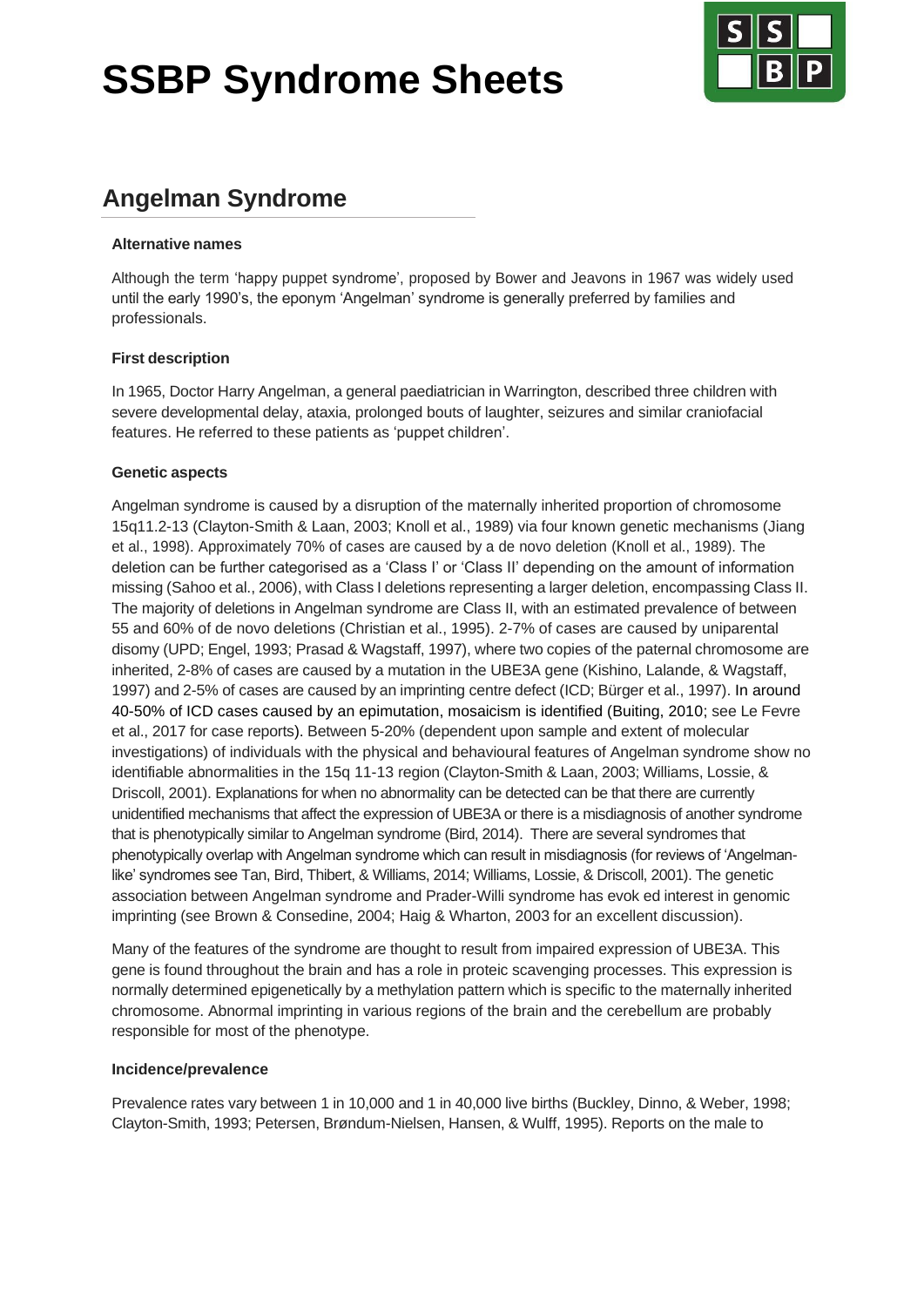# SSBP Syndrome Sheets

## Angelman Syndrome

### Alternative names

Although the term 'happy puppet syndrome', proposed by Bower and Jeavons in 1967 was widely used until the early 1990's, the eponym 'Angelman' syndrome is generally preferred by families and professionals.

### First description

In 1965, Doctor Harry Angelman, a general paediatrician in Warrington, described three children with severe developmental delay, ataxia, prolonged bouts of laughter, seizures and similar craniofacial features. He referred to these patients as 'puppet children'.

### Genetic aspects

Angelman syndrome is caused by a disruption of the maternally inherited proportion of chromosome 15q11.2-13 (Clayton-Smith & Laan, 2003; Knoll et al., 1989) via four known genetic mechanisms (Jiang et al., 1998). Approximately 70% of cases are caused by a de novo deletion (Knoll et al., 1989). The deletion can be further categorised as a 'Class I' or 'Class II' depending on the amount of information missing (Sahoo et al., 2006), with Class I deletions representing a larger deletion, encompassing Class II. The majority of deletions in Angelman syndrome are Class II, with an estimated prevalence of between 55 and 60% of de novo deletions (Christian et al., 1995). 2-7% of cases are caused by uniparental disomy (UPD; Engel, 1993; Prasad & Wagstaff, 1997), where two copies of the paternal chromosome are inherited, 2-8% of cases are caused by a mutation in the UBE3A gene (Kishino, Lalande, & Wagstaff, 1997) and 2-5% of cases are caused by an imprinting centre defect (ICD; Bürger et al., 1997). In around 40-50% of ICD cases caused by an epimutation, mosaicism is identified (Buiting, 2010; see Le Fevre et al., 2017 for case reports). Between 5-20% (dependent upon sample and extent of molecular investigations) of individuals with the physical and behavioural features of Angelman syndrome show no identifiable abnormalities in the 15q 11-13 region (Clayton-Smith & Laan, 2003; Williams, Lossie, & Driscoll, 2001). Explanations for when no abnormality can be detected can be that there are currently unidentified mechanisms that affect the expression of UBE3A or there is a misdiagnosis of another syndrome that is phenotypically similar to Angelman syndrome (Bird, 2014). There are several syndromes that phenotypically overlap with Angelman syndrome which can result in misdiagnosis (for reviews of 'Angelman-like' syndromes see Tan, Bird, Thibert, & Williams, 2014; Williams, Lossie, & Driscoll, 2001). The genetic association between Angelman syndrome and Prader-Willi syndrome has evok ed interest in genomic imprinting (see Brown & Consedine, 2004; Haig & Wharton, 2003 for an excellent discussion).

Many of the features of the syndrome are thought to result from impaired expression of UBE3A. This gene is found throughout the brain and has a role in proteic scavenging processes. This expression is normally determined epigenetically by a methylation pattern which is specific to the maternally inherited chromosome. Abnormal imprinting in various regions of the brain and the cerebellum are probably responsible for most of the phenotype.

### Incidence/prevalence

Prevalence rates vary between 1 in 10,000 and 1 in 40,000 live births (Buckley, Dinno, & Weber, 1998; Clayton-Smith, 1993; Petersen, Brøndum-Nielsen, Hansen, & Wulff, 1995). Reports on the male to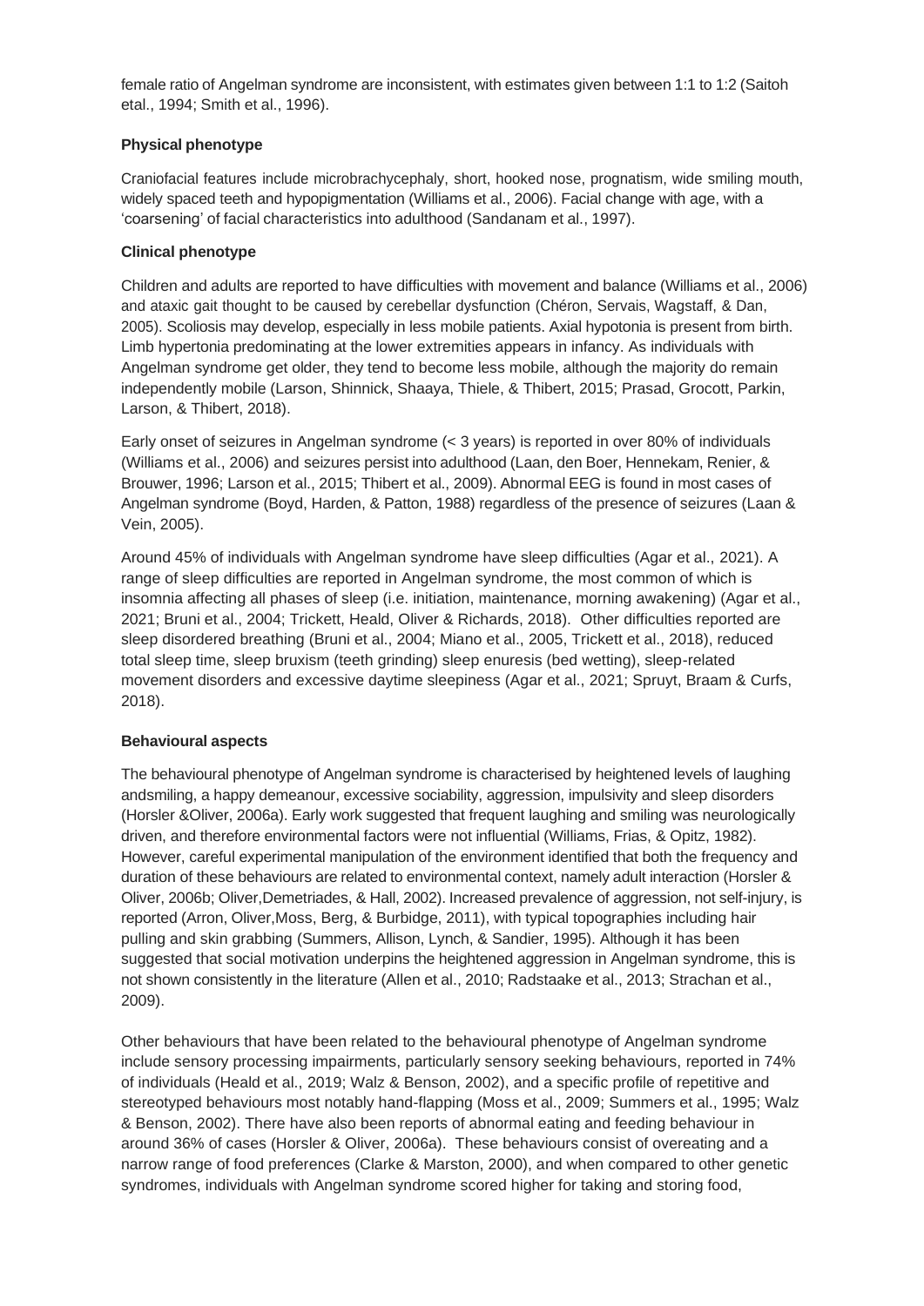female ratio of Angelman syndrome are inconsistent, with estimates given between 1:1 to 1:2 (Saitoh etal., 1994; Smith et al., 1996).

**Physical phenotype**

Craniofacial features include microbrachycephaly, short, hooked nose, prognatism, wide smiling mouth, widely spaced teeth and hypopigmentation (Williams et al., 2006). Facial change with age, with a 'coarsening' of facial characteristics into adulthood (Sandanam et al., 1997).

**Clinical phenotype**

Children and adults are reported to have difficulties with movement and balance (Williams et al., 2006) and ataxic gait thought to be caused by cerebellar dysfunction (Chéron, Servais, Wagstaff, & Dan, 2005). Scoliosis may develop, especially in less mobile patients. Axial hypotonia is present from birth. Limb hypertonia predominating at the lower extremities appears in infancy. As individuals with Angelman syndrome get older, they tend to become less mobile, although the majority do remain independently mobile (Larson, Shinnick, Shaaya, Thiele, & Thibert, 2015; Prasad, Grocott, Parkin, Larson, & Thibert, 2018).

Early onset of seizures in Angelman syndrome (< 3 years) is reported in over 80% of individuals (Williams et al., 2006) and seizures persist into adulthood (Laan, den Boer, Hennekam, Renier, & Brouwer, 1996; Larson et al., 2015; Thibert et al., 2009). Abnormal EEG is found in most cases of Angelman syndrome (Boyd, Harden, & Patton, 1988) regardless of the presence of seizures (Laan & Vein, 2005).

Around 45% of individuals with Angelman syndrome have sleep difficulties (Agar et al., 2021). A range of sleep difficulties are reported in Angelman syndrome, the most common of which is insomnia affecting all phases of sleep (i.e. initiation, maintenance, morning awakening) (Agar et al., 2021; Bruni et al., 2004; Trickett, Heald, Oliver & Richards, 2018). Other difficulties reported are sleep disordered breathing (Bruni et al., 2004; Miano et al., 2005, Trickett et al., 2018), reduced total sleep time, sleep bruxism (teeth grinding) sleep enuresis (bed wetting), sleep-related movement disorders and excessive daytime sleepiness (Agar et al., 2021; Spruyt, Braam & Curfs, 2018).

**Behavioural aspects**

The behavioural phenotype of Angelman syndrome is characterised by heightened levels of laughing andsmiling, a happy demeanour, excessive sociability, aggression, impulsivity and sleep disorders (Horsler &Oliver, 2006a). Early work suggested that frequent laughing and smiling was neurologically driven, and therefore environmental factors were not influential (Williams, Frias, & Opitz, 1982). However, careful experimental manipulation of the environment identified that both the frequency and duration of these behaviours are related to environmental context, namely adult interaction (Horsler & Oliver, 2006b; Oliver,Demetriades, & Hall, 2002). Increased prevalence of aggression, not self-injury, is reported (Arron, Oliver,Moss, Berg, & Burbidge, 2011), with typical topographies including hair pulling and skin grabbing (Summers, Allison, Lynch, & Sandier, 1995). Although it has been suggested that social motivation underpins the heightened aggression in Angelman syndrome, this is not shown consistently in the literature (Allen et al., 2010; Radstaake et al., 2013; Strachan et al., 2009).

Other behaviours that have been related to the behavioural phenotype of Angelman syndrome include sensory processing impairments, particularly sensory seeking behaviours, reported in 74% of individuals (Heald et al., 2019; Walz & Benson, 2002), and a specific profile of repetitive and stereotyped behaviours most notably hand-flapping (Moss et al., 2009; Summers et al., 1995; Walz & Benson, 2002). There have also been reports of abnormal eating and feeding behaviour in around 36% of cases (Horsler & Oliver, 2006a). These behaviours consist of overeating and a narrow range of food preferences (Clarke & Marston, 2000), and when compared to other genetic syndromes, individuals with Angelman syndrome scored higher for taking and storing food,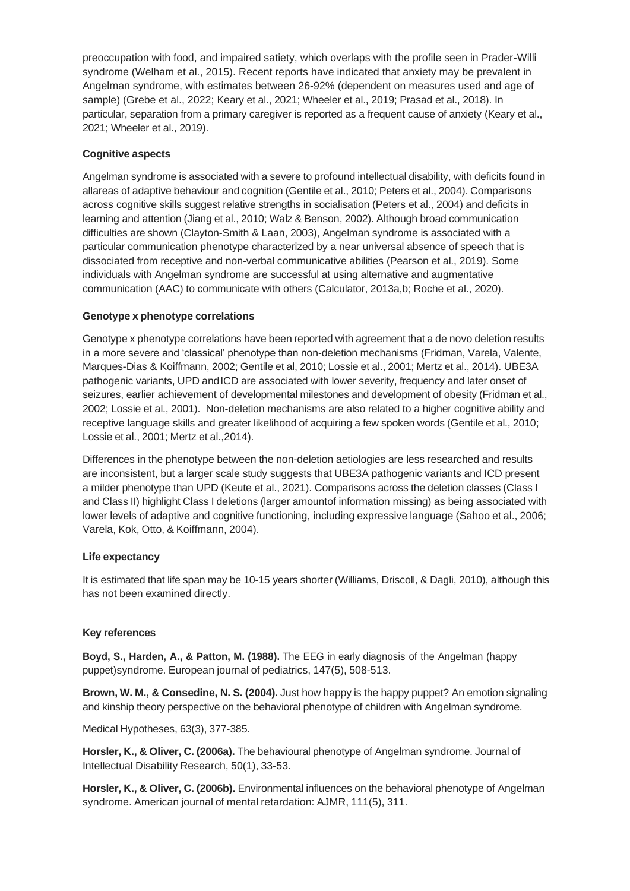preoccupation with food, and impaired satiety, which overlaps with the profile seen in Prader-Willi syndrome (Welham et al., 2015). Recent reports have indicated that anxiety may be prevalent in Angelman syndrome, with estimates between 26-92% (dependent on measures used and age of sample) (Grebe et al., 2022; Keary et al., 2021; Wheeler et al., 2019; Prasad et al., 2018). In particular, separation from a primary caregiver is reported as a frequent cause of anxiety (Keary et al., 2021; Wheeler et al., 2019).

### Cognitive aspects

Angelman syndrome is associated with a severe to profound intellectual disability, with deficits found in allareas of adaptive behaviour and cognition (Gentile et al., 2010; Peters et al., 2004). Comparisons across cognitive skills suggest relative strengths in socialisation (Peters et al., 2004) and deficits in learning and attention (Jiang et al., 2010; Walz & Benson, 2002). Although broad communication difficulties are shown (Clayton-Smith & Laan, 2003), Angelman syndrome is associated with a particular communication phenotype characterized by a near universal absence of speech that is dissociated from receptive and non-verbal communicative abilities (Pearson et al., 2019). Some individuals with Angelman syndrome are successful at using alternative and augmentative communication (AAC) to communicate with others (Calculator, 2013a,b; Roche et al., 2020).

### Genotype x phenotype correlations

Genotype x phenotype correlations have been reported with agreement that a de novo deletion results in a more severe and 'classical' phenotype than non-deletion mechanisms (Fridman, Varela, Valente, Marques-Dias & Koiffmann, 2002; Gentile et al, 2010; Lossie et al., 2001; Mertz et al., 2014). UBE3A pathogenic variants, UPD and ICD are associated with lower severity, frequency and later onset of seizures, earlier achievement of developmental milestones and development of obesity (Fridman et al., 2002; Lossie et al., 2001). Non-deletion mechanisms are also related to a higher cognitive ability and receptive language skills and greater likelihood of acquiring a few spoken words (Gentile et al., 2010; Lossie et al., 2001; Mertz et al.,2014).

Differences in the phenotype between the non-deletion aetiologies are less researched and results are inconsistent, but a larger scale study suggests that UBE3A pathogenic variants and ICD present a milder phenotype than UPD (Keute et al., 2021). Comparisons across the deletion classes (Class I and Class II) highlight Class I deletions (larger amountof information missing) as being associated with lower levels of adaptive and cognitive functioning, including expressive language (Sahoo et al., 2006; Varela, Kok, Otto, & Koiffmann, 2004).

### Life expectancy

It is estimated that life span may be 10-15 years shorter (Williams, Driscoll, & Dagli, 2010), although this has not been examined directly.

### Key references

**Boyd, S., Harden, A., & Patton, M. (1988).** The EEG in early diagnosis of the Angelman (happy puppet)syndrome. European journal of pediatrics, 147(5), 508-513.

**Brown, W. M., & Consedine, N. S. (2004).** Just how happy is the happy puppet? An emotion signaling and kinship theory perspective on the behavioral phenotype of children with Angelman syndrome.

Medical Hypotheses, 63(3), 377-385.

**Horsler, K., & Oliver, C. (2006a).** The behavioural phenotype of Angelman syndrome. Journal of Intellectual Disability Research, 50(1), 33-53.

**Horsler, K., & Oliver, C. (2006b).** Environmental influences on the behavioral phenotype of Angelman syndrome. American journal of mental retardation: AJMR, 111(5), 311.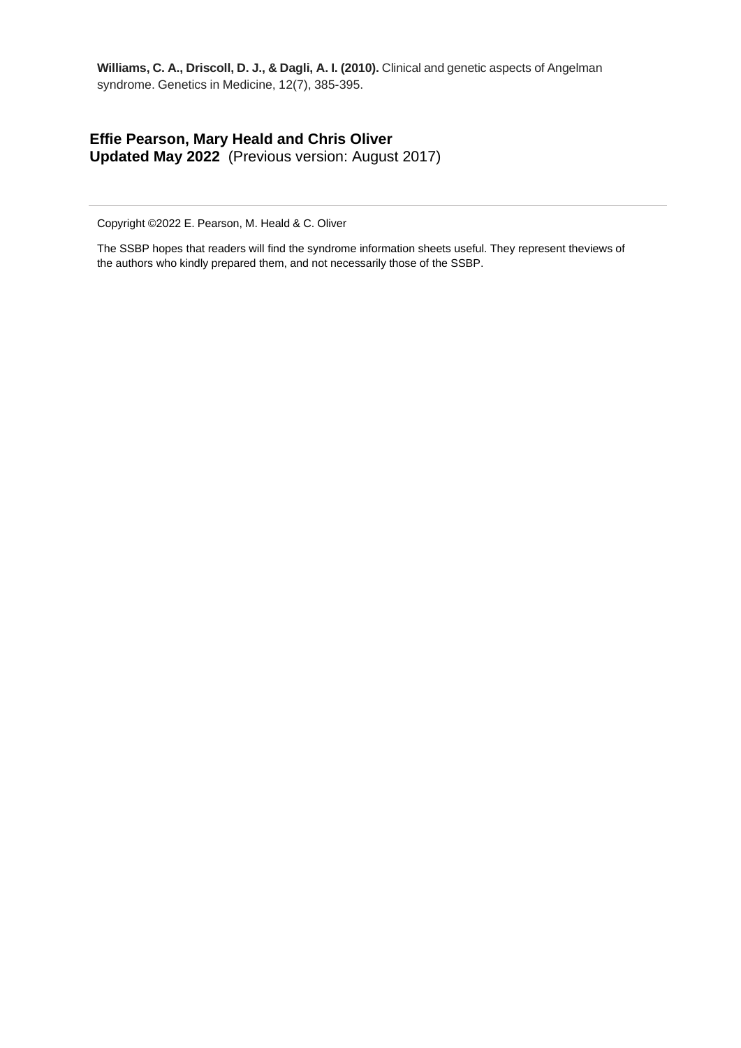**Williams, C. A., Driscoll, D. J., & Dagli, A. I. (2010).** Clinical and genetic aspects of Angelman syndrome. Genetics in Medicine, 12(7), 385-395.

**Effie Pearson, Mary Heald and Chris Oliver**
**Updated May 2022** (Previous version: August 2017)

---

Copyright ©2022 E. Pearson, M. Heald & C. Oliver

The SSBP hopes that readers will find the syndrome information sheets useful. They represent theviews of the authors who kindly prepared them, and not necessarily those of the SSBP.